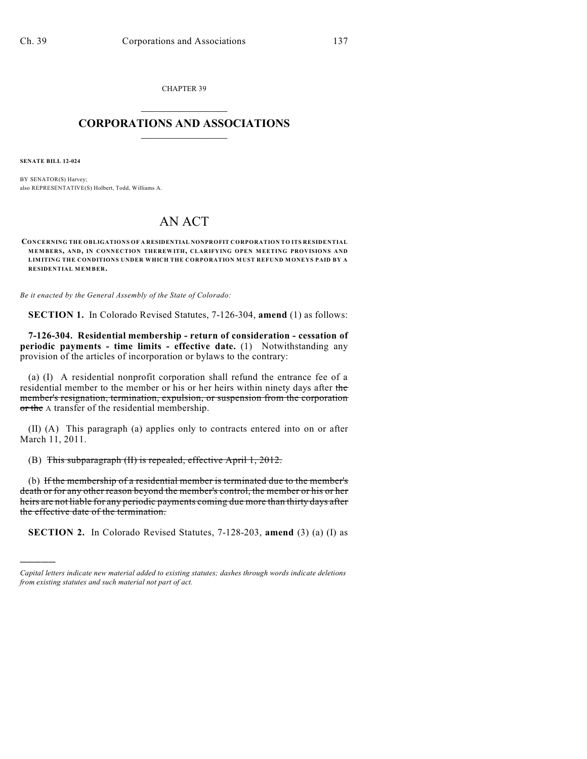CHAPTER 39

# CORPORATIONS AND ASSOCIATIONS

**SENATE BILL 12-024**

BY SENATOR(S) Harvey;
also REPRESENTATIVE(S) Holbert, Todd, Williams A.

# AN ACT

**CONCERNING THE OBLIGATIONS OF A RESIDENTIAL NONPROFIT CORPORATION TO ITS RESIDENTIAL MEMBERS, AND, IN CONNECTION THEREWITH, CLARIFYING OPEN MEETING PROVISIONS AND LIMITING THE CONDITIONS UNDER WHICH THE CORPORATION MUST REFUND MONEYS PAID BY A RESIDENTIAL MEMBER.**

*Be it enacted by the General Assembly of the State of Colorado:*

**SECTION 1.** In Colorado Revised Statutes, 7-126-304, **amend** (1) as follows:

**7-126-304. Residential membership - return of consideration - cessation of periodic payments - time limits - effective date.** (1) Notwithstanding any provision of the articles of incorporation or bylaws to the contrary:

(a) (I) A residential nonprofit corporation shall refund the entrance fee of a residential member to the member or his or her heirs within ninety days after ~~the member's resignation, termination, expulsion, or suspension from the corporation or the~~ A transfer of the residential membership.

(II) (A) This paragraph (a) applies only to contracts entered into on or after March 11, 2011.

(B) ~~This subparagraph (II) is repealed, effective April 1, 2012.~~

(b) ~~If the membership of a residential member is terminated due to the member's death or for any other reason beyond the member's control, the member or his or her heirs are not liable for any periodic payments coming due more than thirty days after the effective date of the termination.~~

**SECTION 2.** In Colorado Revised Statutes, 7-128-203, **amend** (3) (a) (I) as

---

*Capital letters indicate new material added to existing statutes; dashes through words indicate deletions from existing statutes and such material not part of act.*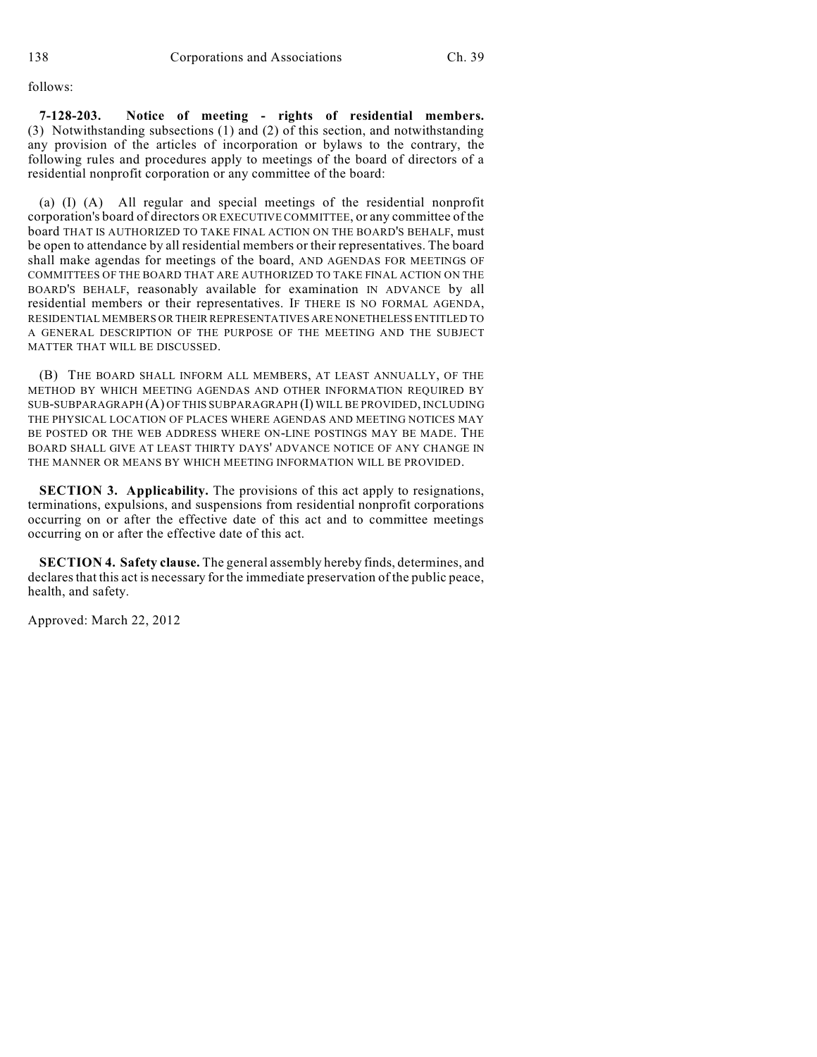follows:

**7-128-203. Notice of meeting - rights of residential members.** (3) Notwithstanding subsections (1) and (2) of this section, and notwithstanding any provision of the articles of incorporation or bylaws to the contrary, the following rules and procedures apply to meetings of the board of directors of a residential nonprofit corporation or any committee of the board:

(a) (I) (A) All regular and special meetings of the residential nonprofit corporation's board of directors OR EXECUTIVE COMMITTEE, or any committee of the board THAT IS AUTHORIZED TO TAKE FINAL ACTION ON THE BOARD'S BEHALF, must be open to attendance by all residential members or their representatives. The board shall make agendas for meetings of the board, AND AGENDAS FOR MEETINGS OF COMMITTEES OF THE BOARD THAT ARE AUTHORIZED TO TAKE FINAL ACTION ON THE BOARD'S BEHALF, reasonably available for examination IN ADVANCE by all residential members or their representatives. IF THERE IS NO FORMAL AGENDA, RESIDENTIAL MEMBERS OR THEIR REPRESENTATIVES ARE NONETHELESS ENTITLED TO A GENERAL DESCRIPTION OF THE PURPOSE OF THE MEETING AND THE SUBJECT MATTER THAT WILL BE DISCUSSED.

(B) THE BOARD SHALL INFORM ALL MEMBERS, AT LEAST ANNUALLY, OF THE METHOD BY WHICH MEETING AGENDAS AND OTHER INFORMATION REQUIRED BY SUB-SUBPARAGRAPH (A) OF THIS SUBPARAGRAPH (I) WILL BE PROVIDED, INCLUDING THE PHYSICAL LOCATION OF PLACES WHERE AGENDAS AND MEETING NOTICES MAY BE POSTED OR THE WEB ADDRESS WHERE ON-LINE POSTINGS MAY BE MADE. THE BOARD SHALL GIVE AT LEAST THIRTY DAYS' ADVANCE NOTICE OF ANY CHANGE IN THE MANNER OR MEANS BY WHICH MEETING INFORMATION WILL BE PROVIDED.

**SECTION 3. Applicability.** The provisions of this act apply to resignations, terminations, expulsions, and suspensions from residential nonprofit corporations occurring on or after the effective date of this act and to committee meetings occurring on or after the effective date of this act.

**SECTION 4. Safety clause.** The general assembly hereby finds, determines, and declares that this act is necessary for the immediate preservation of the public peace, health, and safety.

Approved: March 22, 2012